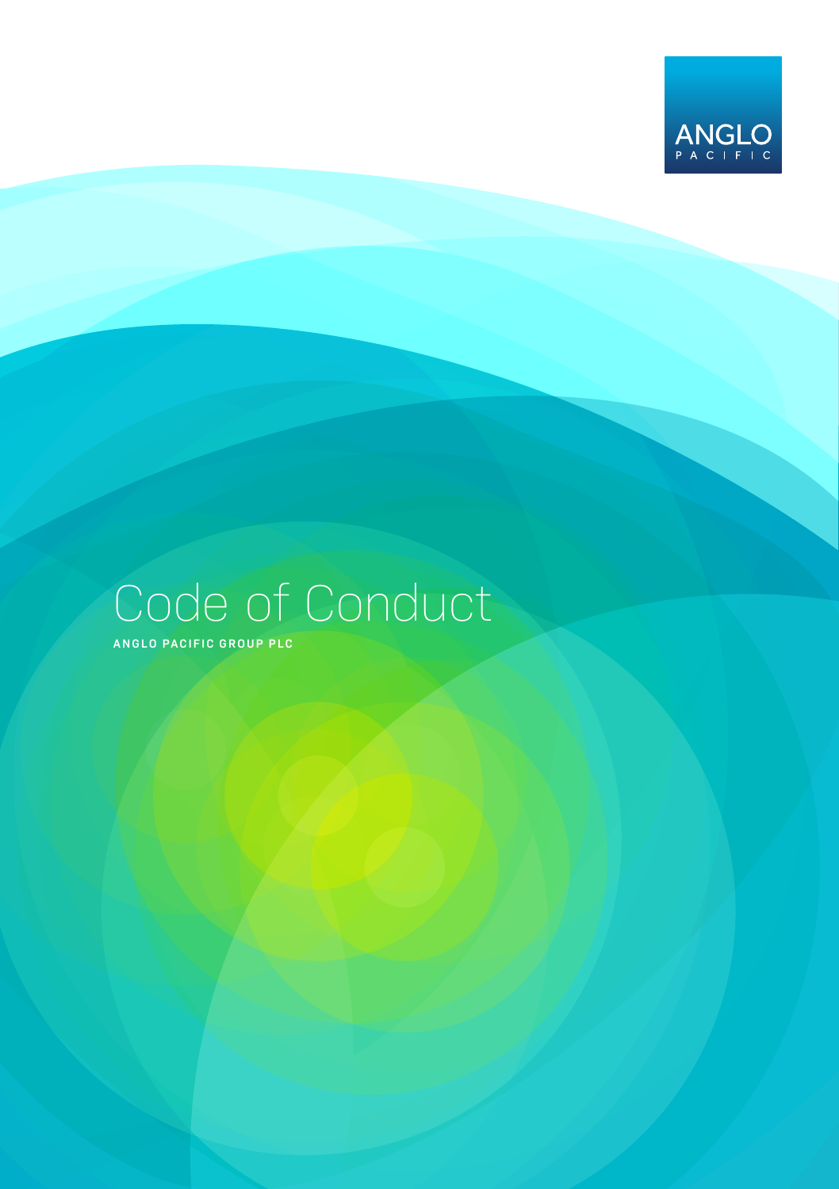ANGLO PACIFIC

# Code of Conduct

ANGLO PACIFIC GROUP PLC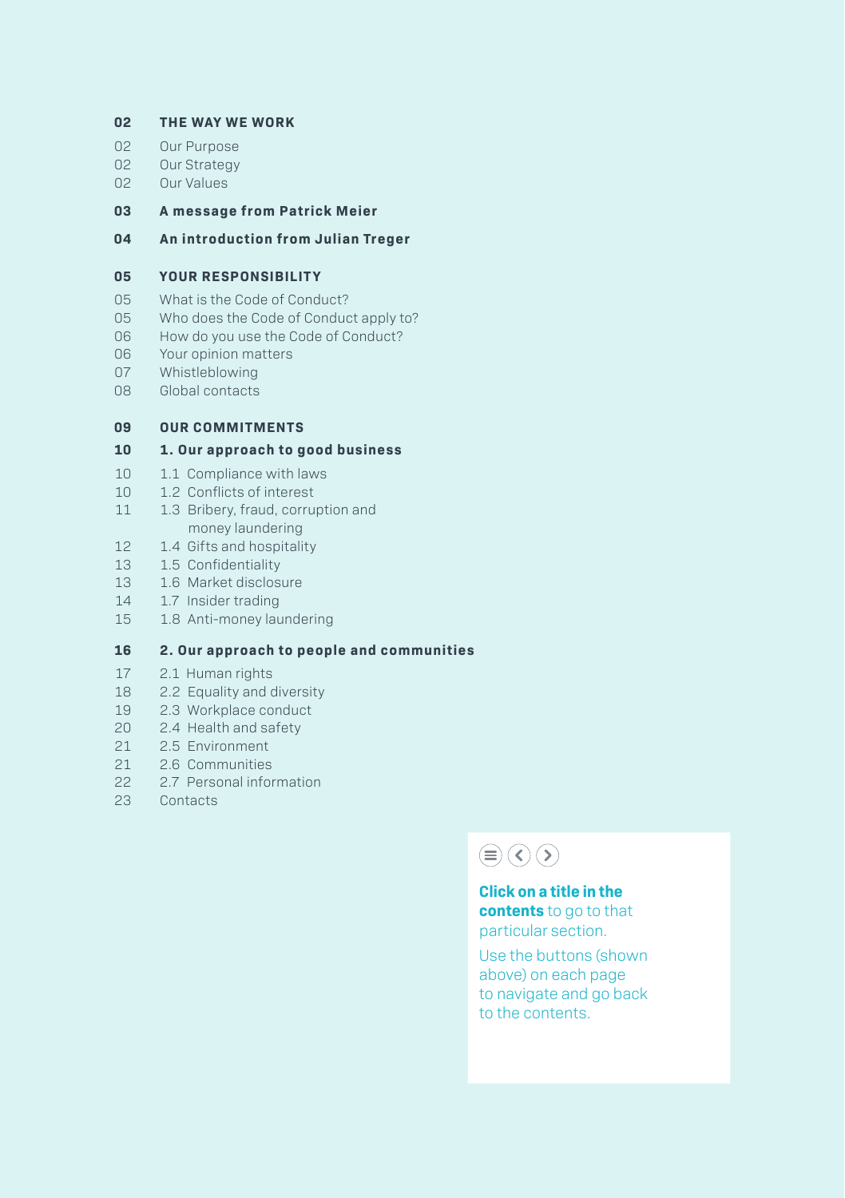**02 THE WAY WE WORK**

02 Our Purpose
02 Our Strategy
02 Our Values

**03 A message from Patrick Meier**

**04 An introduction from Julian Treger**

**05 YOUR RESPONSIBILITY**

05 What is the Code of Conduct?
05 Who does the Code of Conduct apply to?
06 How do you use the Code of Conduct?
06 Your opinion matters
07 Whistleblowing
08 Global contacts

**09 OUR COMMITMENTS**

**10 1. Our approach to good business**

10 1.1 Compliance with laws
10 1.2 Conflicts of interest
11 1.3 Bribery, fraud, corruption and money laundering
12 1.4 Gifts and hospitality
13 1.5 Confidentiality
13 1.6 Market disclosure
14 1.7 Insider trading
15 1.8 Anti-money laundering

**16 2. Our approach to people and communities**

17 2.1 Human rights
18 2.2 Equality and diversity
19 2.3 Workplace conduct
20 2.4 Health and safety
21 2.5 Environment
21 2.6 Communities
22 2.7 Personal information
23 Contacts

**Click on a title in the contents** to go to that particular section.

Use the buttons (shown above) on each page to navigate and go back to the contents.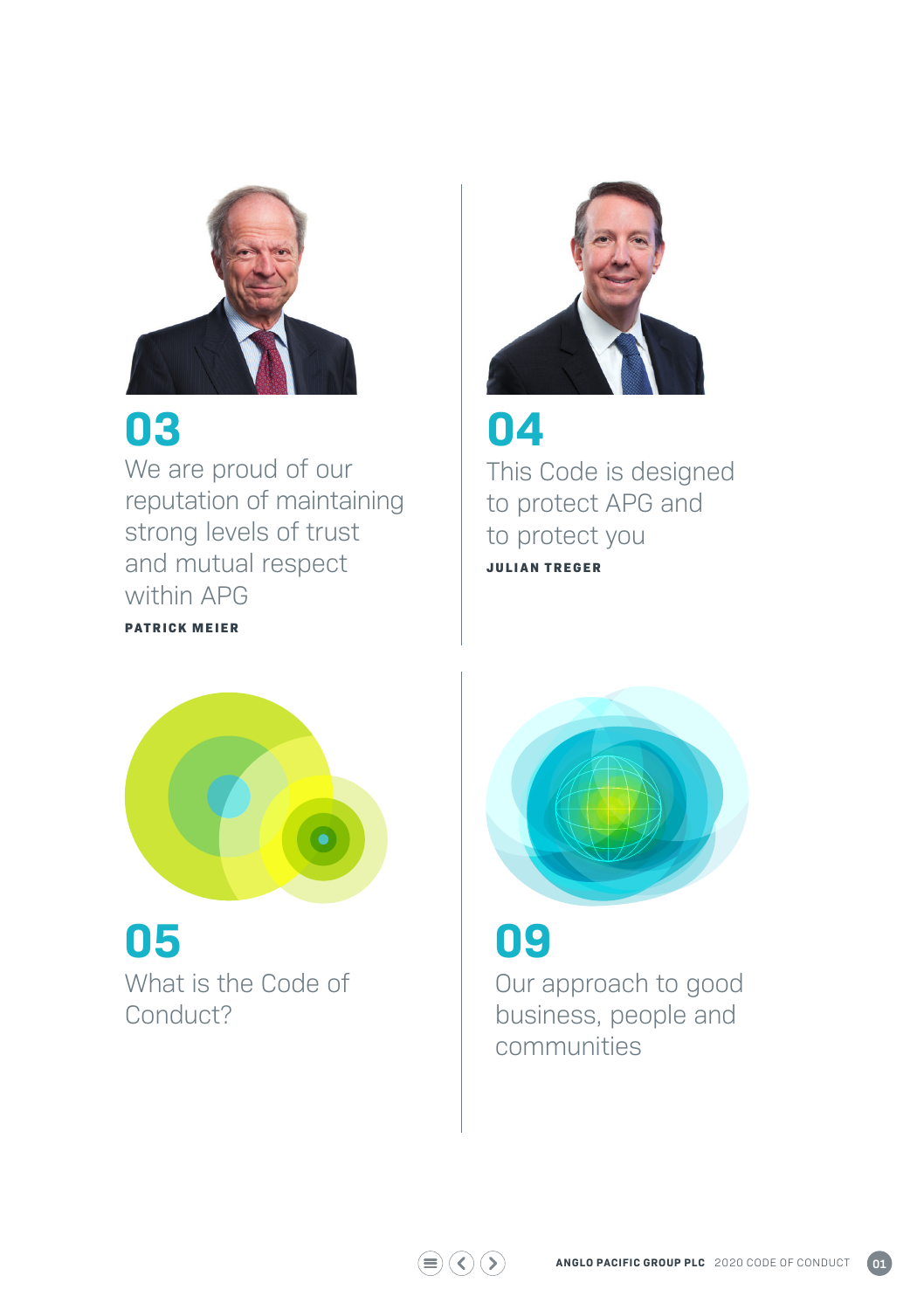## 03

We are proud of our reputation of maintaining strong levels of trust and mutual respect within APG

**PATRICK MEIER**

## 04

This Code is designed to protect APG and to protect you

**JULIAN TREGER**

## 05

What is the Code of Conduct?

## 09

Our approach to good business, people and communities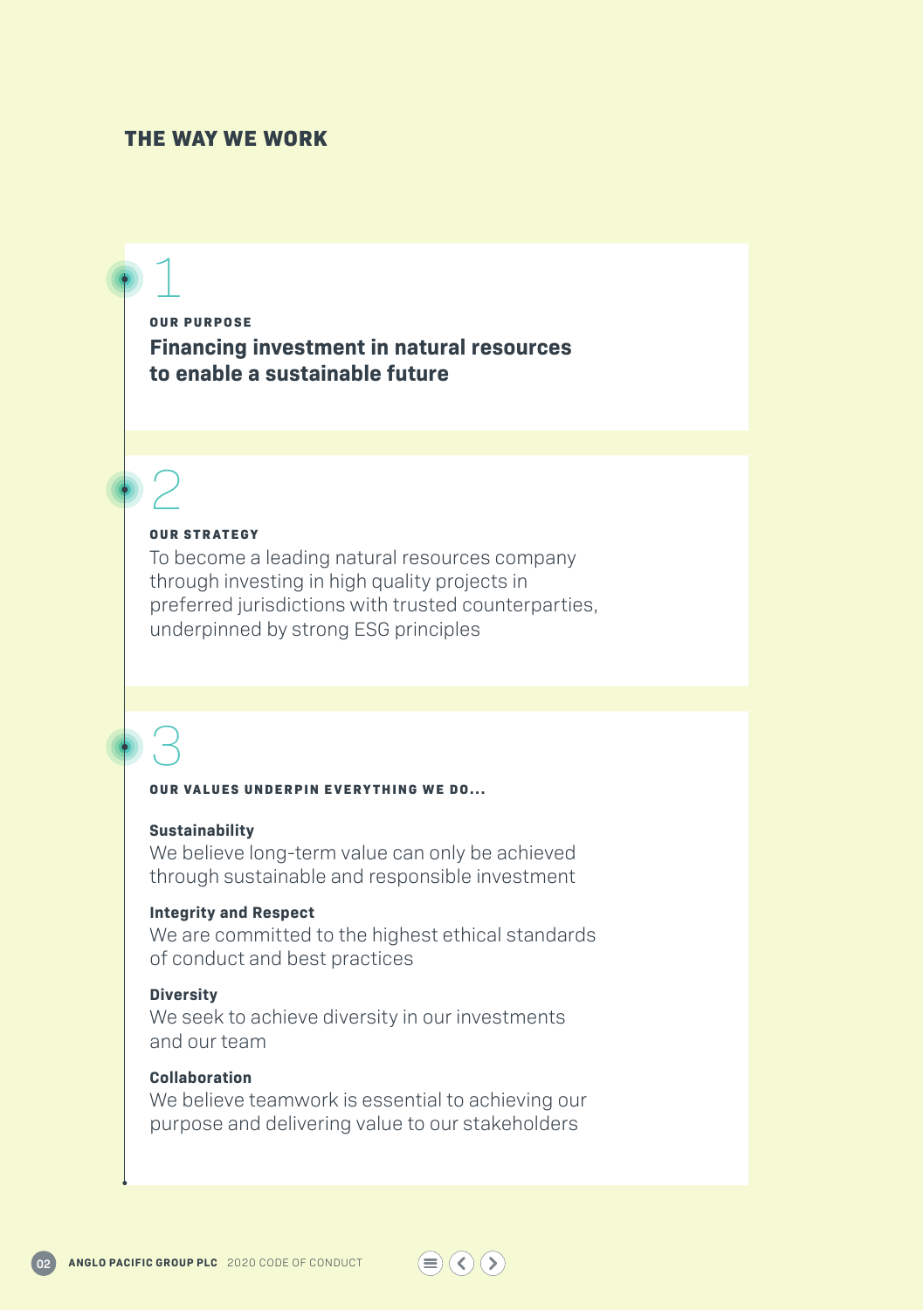# THE WAY WE WORK

## 1

**OUR PURPOSE**

**Financing investment in natural resources to enable a sustainable future**

## 2

**OUR STRATEGY**

To become a leading natural resources company through investing in high quality projects in preferred jurisdictions with trusted counterparties, underpinned by strong ESG principles

## 3

**OUR VALUES UNDERPIN EVERYTHING WE DO...**

**Sustainability**
We believe long-term value can only be achieved through sustainable and responsible investment

**Integrity and Respect**
We are committed to the highest ethical standards of conduct and best practices

**Diversity**
We seek to achieve diversity in our investments and our team

**Collaboration**
We believe teamwork is essential to achieving our purpose and delivering value to our stakeholders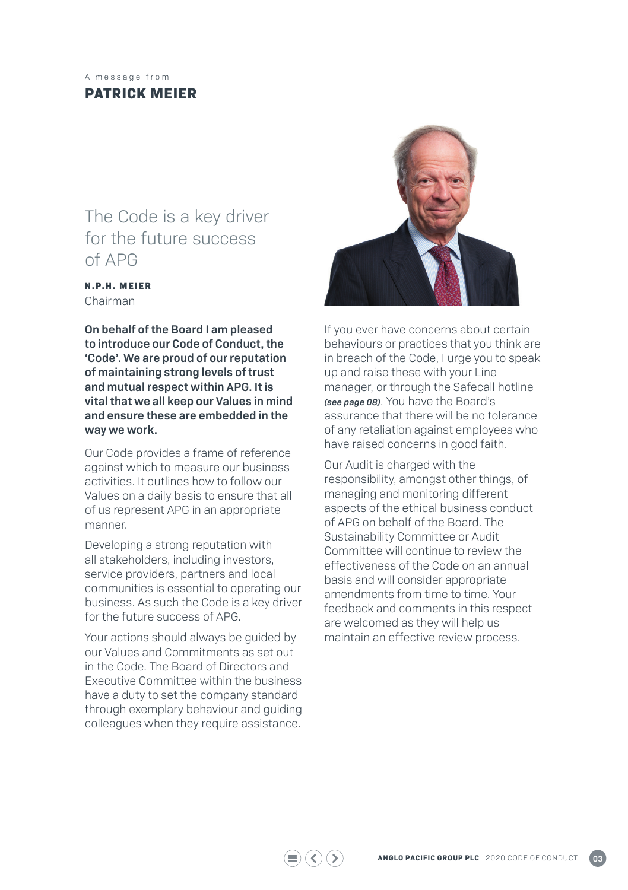A message from

# PATRICK MEIER

## The Code is a key driver for the future success of APG

**N.P.H. MEIER**
Chairman

**On behalf of the Board I am pleased to introduce our Code of Conduct, the 'Code'. We are proud of our reputation of maintaining strong levels of trust and mutual respect within APG. It is vital that we all keep our Values in mind and ensure these are embedded in the way we work.**

Our Code provides a frame of reference against which to measure our business activities. It outlines how to follow our Values on a daily basis to ensure that all of us represent APG in an appropriate manner.

Developing a strong reputation with all stakeholders, including investors, service providers, partners and local communities is essential to operating our business. As such the Code is a key driver for the future success of APG.

Your actions should always be guided by our Values and Commitments as set out in the Code. The Board of Directors and Executive Committee within the business have a duty to set the company standard through exemplary behaviour and guiding colleagues when they require assistance.

If you ever have concerns about certain behaviours or practices that you think are in breach of the Code, I urge you to speak up and raise these with your Line manager, or through the Safecall hotline ***(see page 08)***. You have the Board's assurance that there will be no tolerance of any retaliation against employees who have raised concerns in good faith.

Our Audit is charged with the responsibility, amongst other things, of managing and monitoring different aspects of the ethical business conduct of APG on behalf of the Board. The Sustainability Committee or Audit Committee will continue to review the effectiveness of the Code on an annual basis and will consider appropriate amendments from time to time. Your feedback and comments in this respect are welcomed as they will help us maintain an effective review process.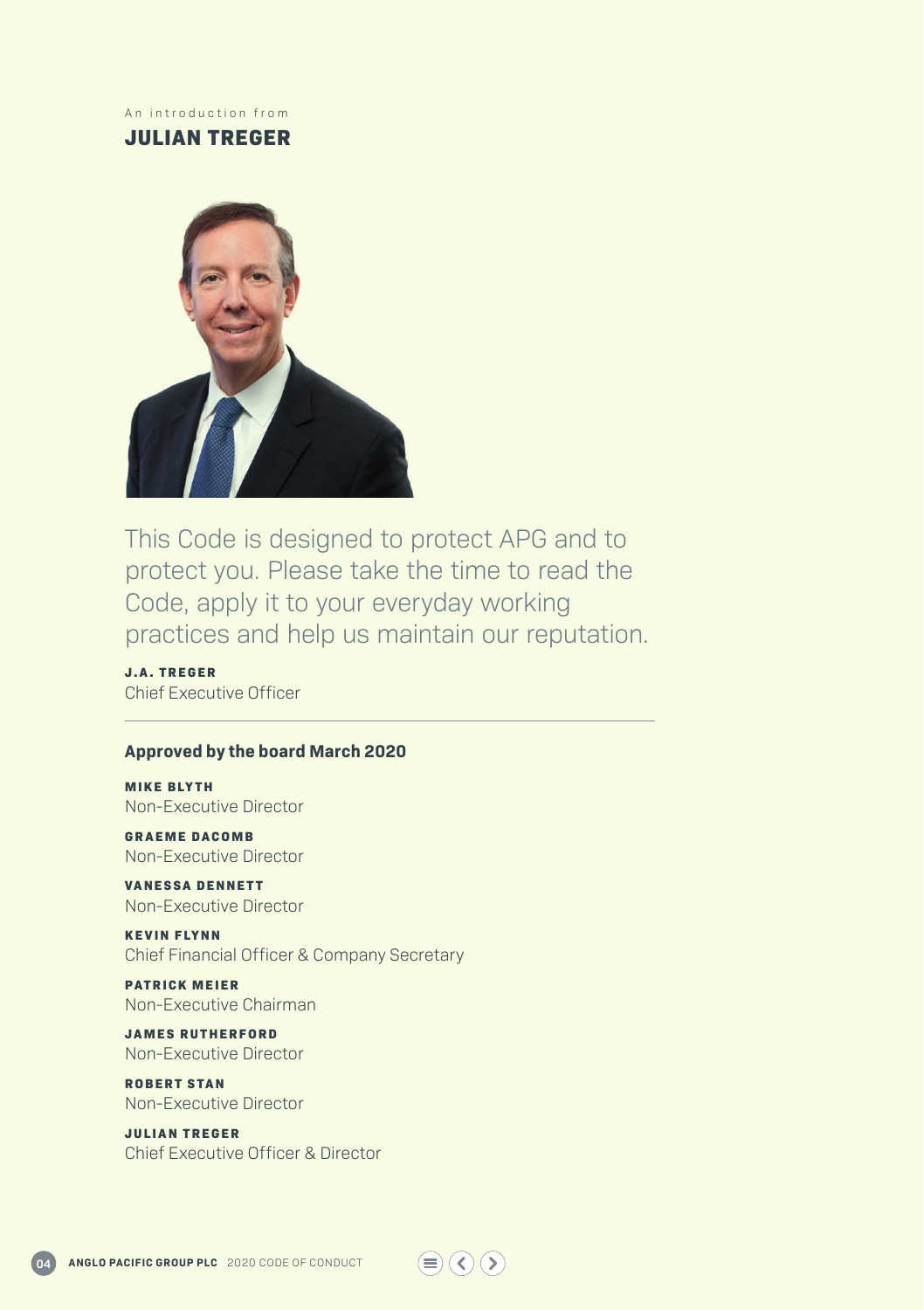An introduction from

# JULIAN TREGER

This Code is designed to protect APG and to protect you. Please take the time to read the Code, apply it to your everyday working practices and help us maintain our reputation.

**J.A. TREGER**
Chief Executive Officer

---

## Approved by the board March 2020

**MIKE BLYTH**
Non-Executive Director

**GRAEME DACOMB**
Non-Executive Director

**VANESSA DENNETT**
Non-Executive Director

**KEVIN FLYNN**
Chief Financial Officer & Company Secretary

**PATRICK MEIER**
Non-Executive Chairman

**JAMES RUTHERFORD**
Non-Executive Director

**ROBERT STAN**
Non-Executive Director

**JULIAN TREGER**
Chief Executive Officer & Director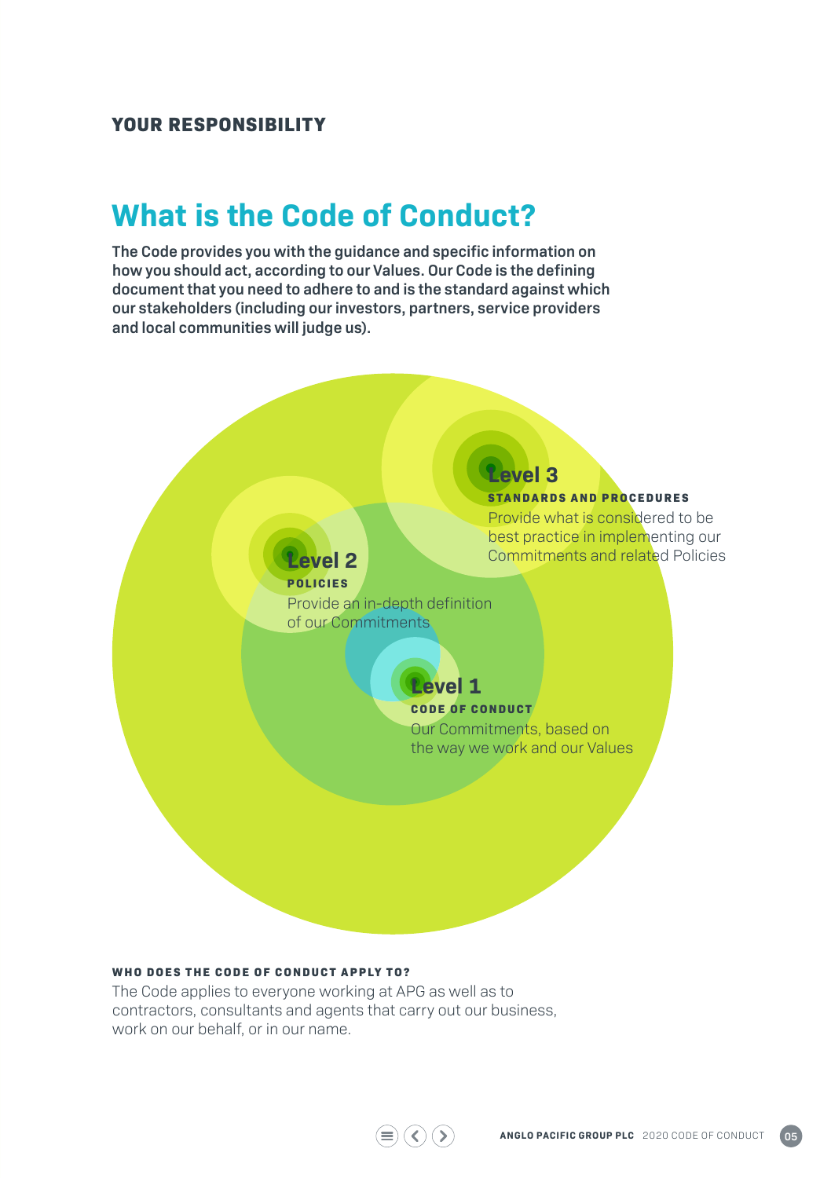YOUR RESPONSIBILITY

# What is the Code of Conduct?

**The Code provides you with the guidance and specific information on how you should act, according to our Values. Our Code is the defining document that you need to adhere to and is the standard against which our stakeholders (including our investors, partners, service providers and local communities will judge us).**

### Level 3

**STANDARDS AND PROCEDURES**

Provide what is considered to be best practice in implementing our Commitments and related Policies

### Level 2

**POLICIES**

Provide an in-depth definition of our Commitments

### Level 1

**CODE OF CONDUCT**

Our Commitments, based on the way we work and our Values

**WHO DOES THE CODE OF CONDUCT APPLY TO?**

The Code applies to everyone working at APG as well as to contractors, consultants and agents that carry out our business, work on our behalf, or in our name.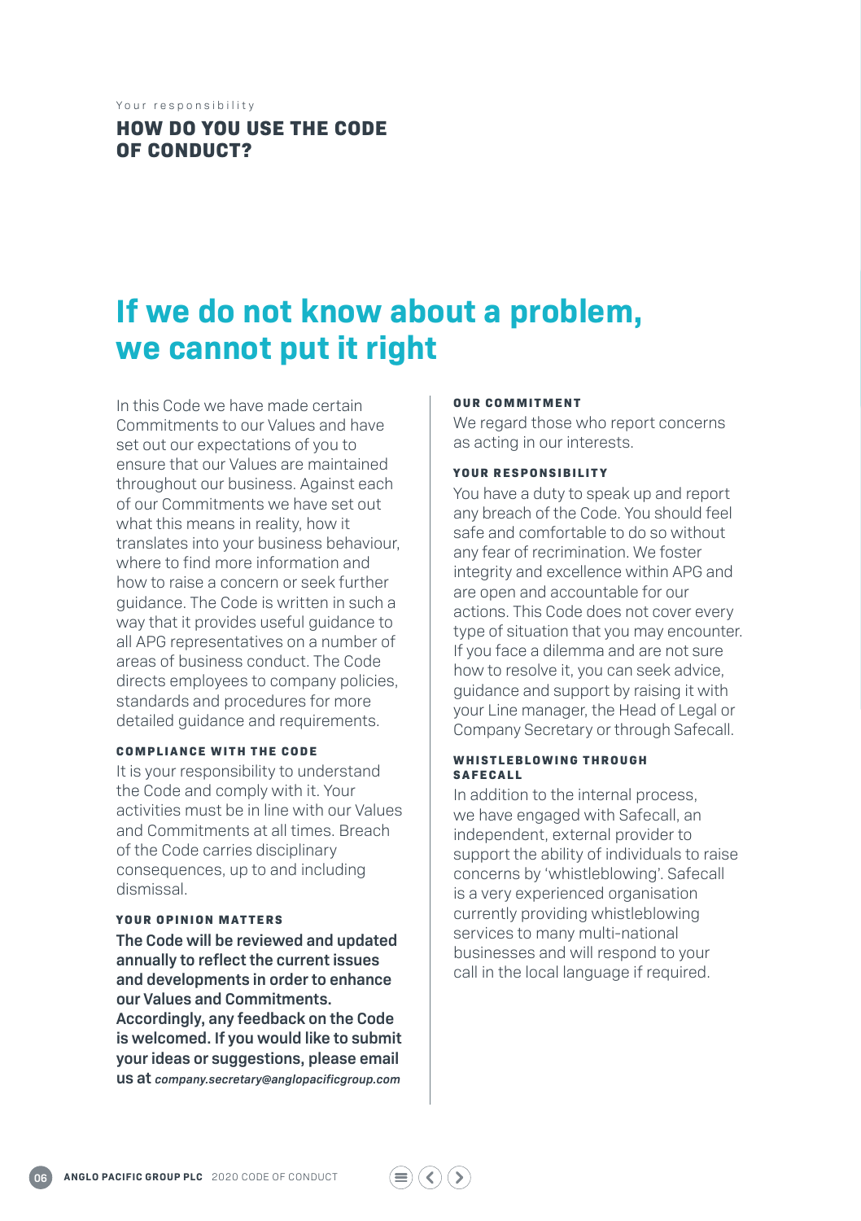Your responsibility

## HOW DO YOU USE THE CODE OF CONDUCT?

# If we do not know about a problem, we cannot put it right

In this Code we have made certain Commitments to our Values and have set out our expectations of you to ensure that our Values are maintained throughout our business. Against each of our Commitments we have set out what this means in reality, how it translates into your business behaviour, where to find more information and how to raise a concern or seek further guidance. The Code is written in such a way that it provides useful guidance to all APG representatives on a number of areas of business conduct. The Code directs employees to company policies, standards and procedures for more detailed guidance and requirements.

### COMPLIANCE WITH THE CODE

It is your responsibility to understand the Code and comply with it. Your activities must be in line with our Values and Commitments at all times. Breach of the Code carries disciplinary consequences, up to and including dismissal.

### YOUR OPINION MATTERS

**The Code will be reviewed and updated annually to reflect the current issues and developments in order to enhance our Values and Commitments. Accordingly, any feedback on the Code is welcomed. If you would like to submit your ideas or suggestions, please email us at *company.secretary@anglopacificgroup.com***

### OUR COMMITMENT

We regard those who report concerns as acting in our interests.

### YOUR RESPONSIBILITY

You have a duty to speak up and report any breach of the Code. You should feel safe and comfortable to do so without any fear of recrimination. We foster integrity and excellence within APG and are open and accountable for our actions. This Code does not cover every type of situation that you may encounter. If you face a dilemma and are not sure how to resolve it, you can seek advice, guidance and support by raising it with your Line manager, the Head of Legal or Company Secretary or through Safecall.

### WHISTLEBLOWING THROUGH SAFECALL

In addition to the internal process, we have engaged with Safecall, an independent, external provider to support the ability of individuals to raise concerns by 'whistleblowing'. Safecall is a very experienced organisation currently providing whistleblowing services to many multi-national businesses and will respond to your call in the local language if required.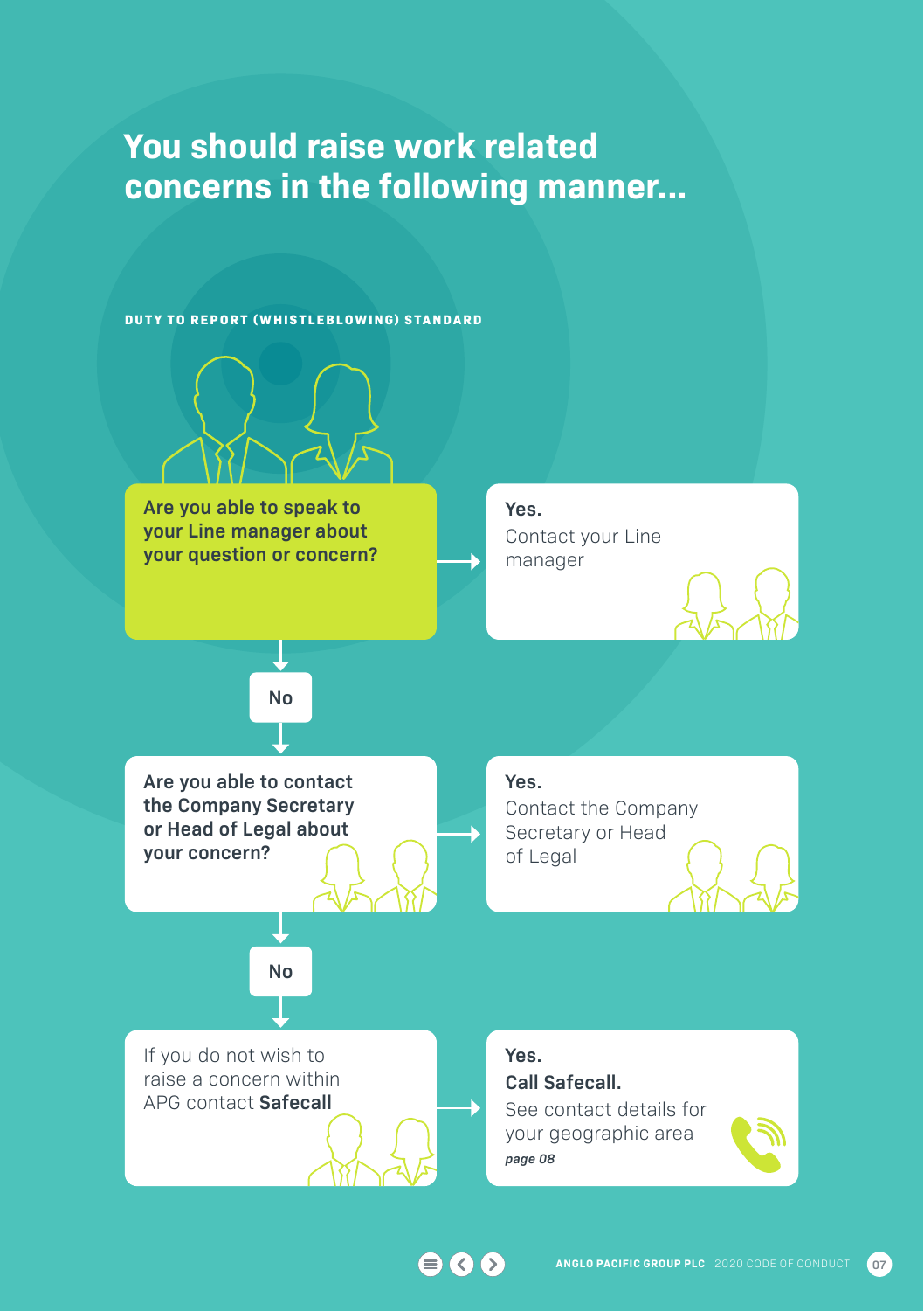# You should raise work related concerns in the following manner...

**DUTY TO REPORT (WHISTLEBLOWING) STANDARD**

**Are you able to speak to your Line manager about your question or concern?**

**Yes.** Contact your Line manager

**No**

**Are you able to contact the Company Secretary or Head of Legal about your concern?**

**Yes.** Contact the Company Secretary or Head of Legal

**No**

If you do not wish to raise a concern within APG contact **Safecall**

**Yes.**
**Call Safecall.**
See contact details for your geographic area
***page 08***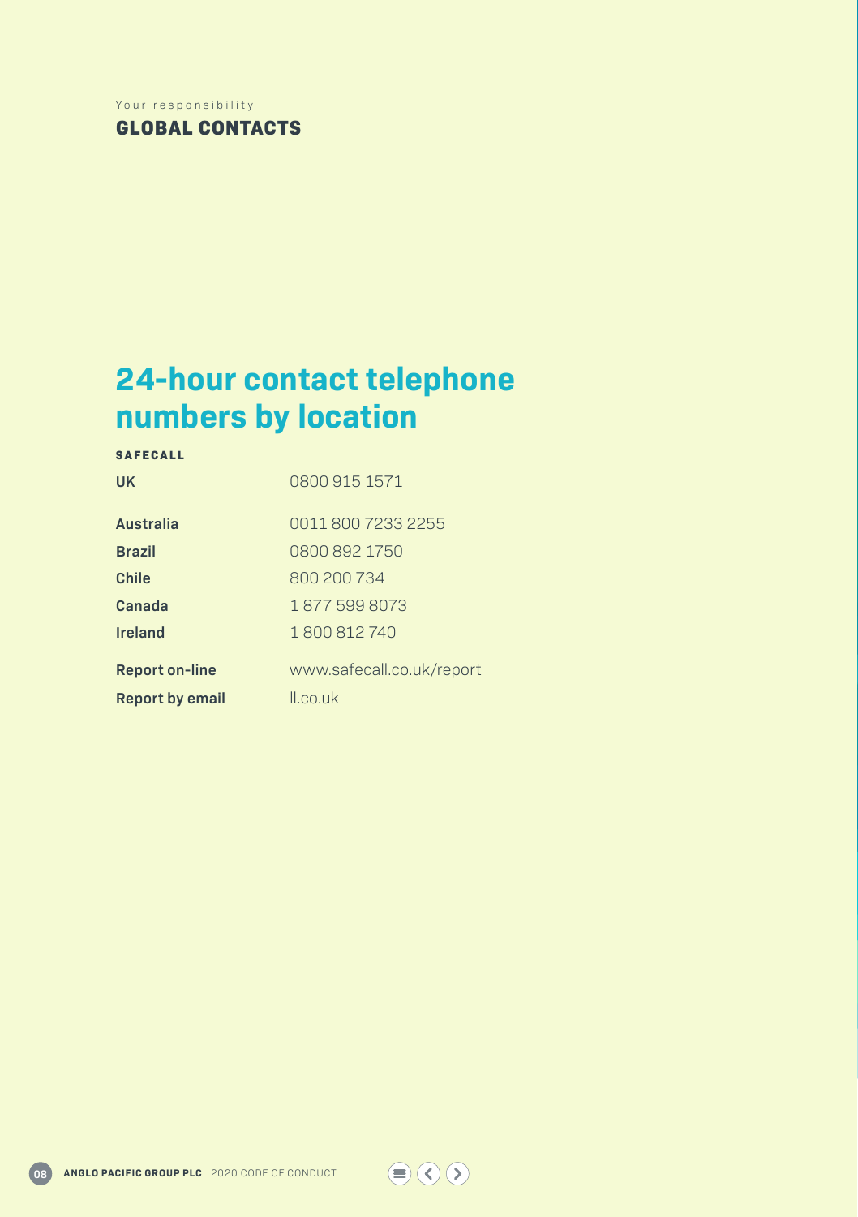Your responsibility

# GLOBAL CONTACTS

## 24-hour contact telephone numbers by location

**SAFECALL**

| | |
|---|---|
| **UK** | 0800 915 1571 |
| **Australia** | 0011 800 7233 2255 |
| **Brazil** | 0800 892 1750 |
| **Chile** | 800 200 734 |
| **Canada** | 1 877 599 8073 |
| **Ireland** | 1 800 812 740 |
| **Report on-line** | www.safecall.co.uk/report |
| **Report by email** | ll.co.uk |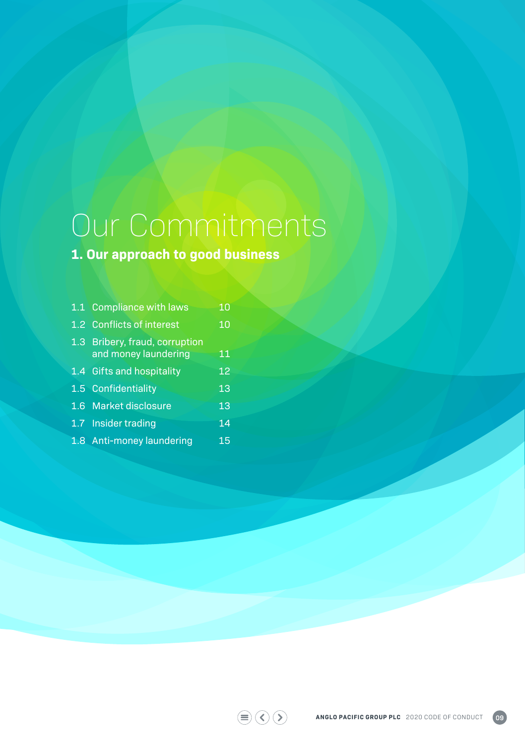# Our Commitments

## 1. Our approach to good business

| | | |
|---|---|---|
| 1.1 | Compliance with laws | 10 |
| 1.2 | Conflicts of interest | 10 |
| 1.3 | Bribery, fraud, corruption and money laundering | 11 |
| 1.4 | Gifts and hospitality | 12 |
| 1.5 | Confidentiality | 13 |
| 1.6 | Market disclosure | 13 |
| 1.7 | Insider trading | 14 |
| 1.8 | Anti-money laundering | 15 |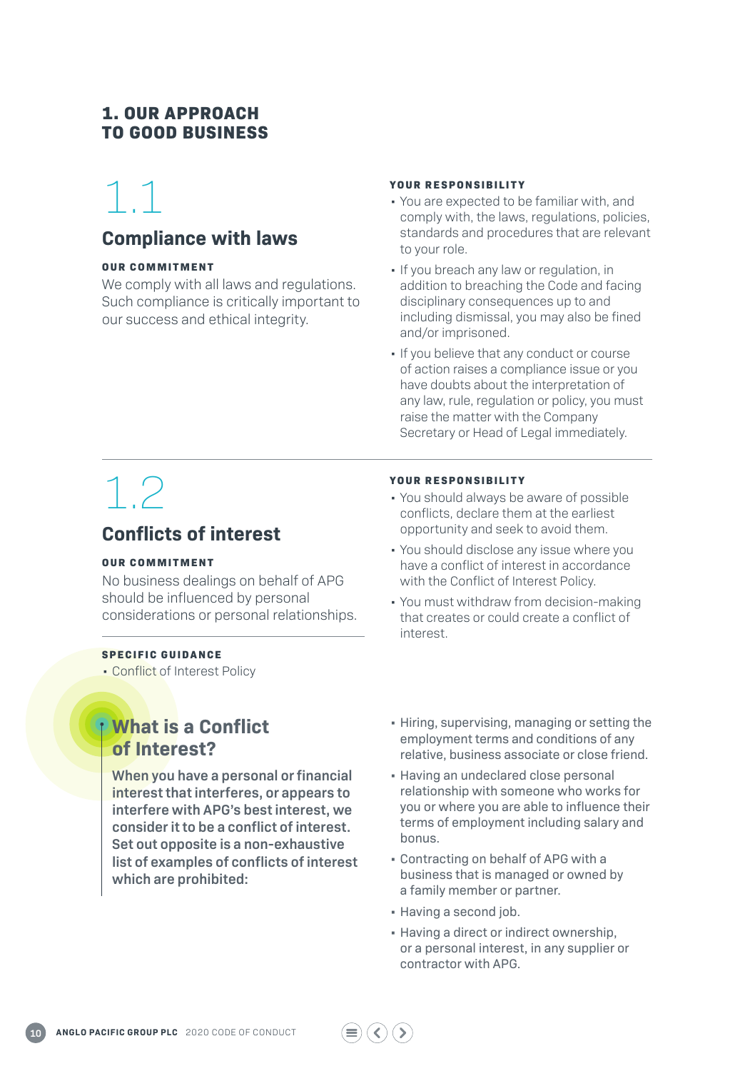# 1. OUR APPROACH TO GOOD BUSINESS

## 1.1

## Compliance with laws

**OUR COMMITMENT**

We comply with all laws and regulations. Such compliance is critically important to our success and ethical integrity.

**YOUR RESPONSIBILITY**

- You are expected to be familiar with, and comply with, the laws, regulations, policies, standards and procedures that are relevant to your role.
- If you breach any law or regulation, in addition to breaching the Code and facing disciplinary consequences up to and including dismissal, you may also be fined and/or imprisoned.
- If you believe that any conduct or course of action raises a compliance issue or you have doubts about the interpretation of any law, rule, regulation or policy, you must raise the matter with the Company Secretary or Head of Legal immediately.

## 1.2

## Conflicts of interest

**OUR COMMITMENT**

No business dealings on behalf of APG should be influenced by personal considerations or personal relationships.

**YOUR RESPONSIBILITY**

- You should always be aware of possible conflicts, declare them at the earliest opportunity and seek to avoid them.
- You should disclose any issue where you have a conflict of interest in accordance with the Conflict of Interest Policy.
- You must withdraw from decision-making that creates or could create a conflict of interest.

**SPECIFIC GUIDANCE**

- Conflict of Interest Policy

### What is a Conflict of Interest?

**When you have a personal or financial interest that interferes, or appears to interfere with APG's best interest, we consider it to be a conflict of interest. Set out opposite is a non-exhaustive list of examples of conflicts of interest which are prohibited:**

- Hiring, supervising, managing or setting the employment terms and conditions of any relative, business associate or close friend.
- Having an undeclared close personal relationship with someone who works for you or where you are able to influence their terms of employment including salary and bonus.
- Contracting on behalf of APG with a business that is managed or owned by a family member or partner.
- Having a second job.
- Having a direct or indirect ownership, or a personal interest, in any supplier or contractor with APG.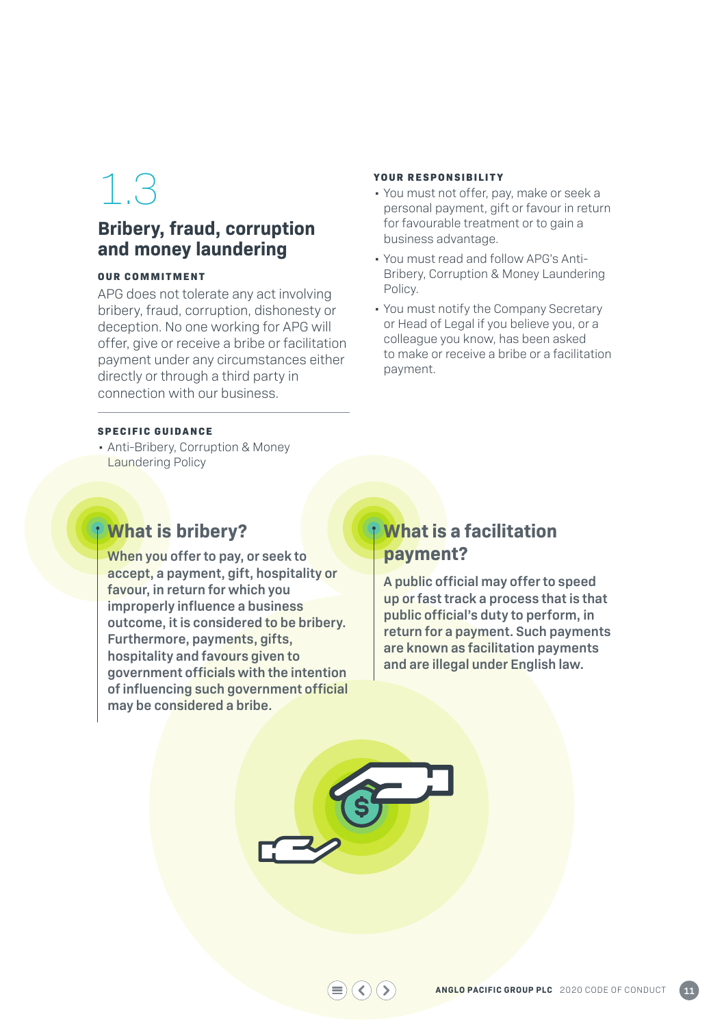# 1.3

## Bribery, fraud, corruption and money laundering

#### OUR COMMITMENT

APG does not tolerate any act involving bribery, fraud, corruption, dishonesty or deception. No one working for APG will offer, give or receive a bribe or facilitation payment under any circumstances either directly or through a third party in connection with our business.

#### SPECIFIC GUIDANCE

- Anti-Bribery, Corruption & Money Laundering Policy

#### YOUR RESPONSIBILITY

- You must not offer, pay, make or seek a personal payment, gift or favour in return for favourable treatment or to gain a business advantage.
- You must read and follow APG's Anti-Bribery, Corruption & Money Laundering Policy.
- You must notify the Company Secretary or Head of Legal if you believe you, or a colleague you know, has been asked to make or receive a bribe or a facilitation payment.

### What is bribery?

**When you offer to pay, or seek to accept, a payment, gift, hospitality or favour, in return for which you improperly influence a business outcome, it is considered to be bribery. Furthermore, payments, gifts, hospitality and favours given to government officials with the intention of influencing such government official may be considered a bribe.**

### What is a facilitation payment?

**A public official may offer to speed up or fast track a process that is that public official's duty to perform, in return for a payment. Such payments are known as facilitation payments and are illegal under English law.**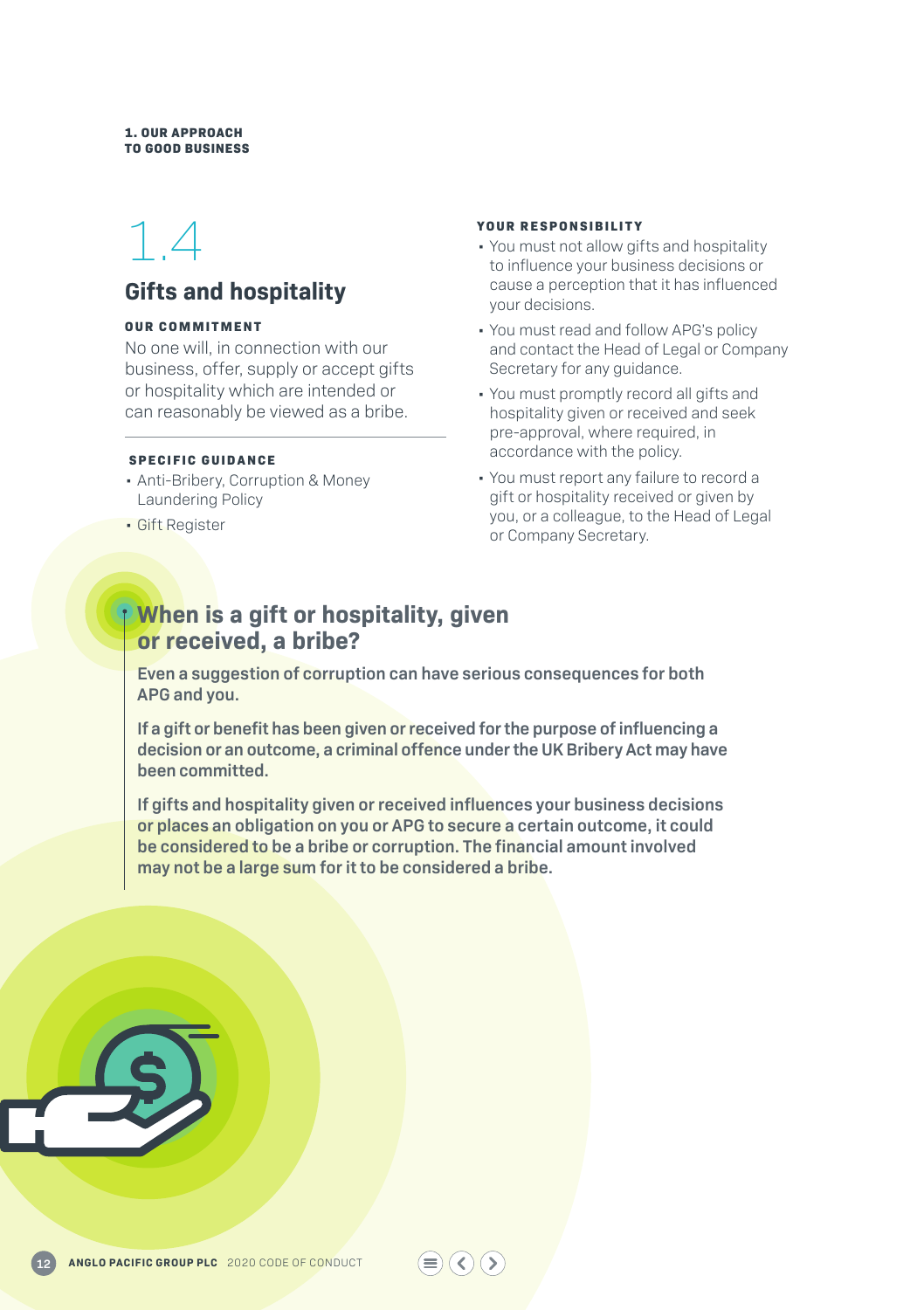## 1.4

## Gifts and hospitality

**OUR COMMITMENT**

No one will, in connection with our business, offer, supply or accept gifts or hospitality which are intended or can reasonably be viewed as a bribe.

**SPECIFIC GUIDANCE**

- Anti-Bribery, Corruption & Money Laundering Policy
- Gift Register

**YOUR RESPONSIBILITY**

- You must not allow gifts and hospitality to influence your business decisions or cause a perception that it has influenced your decisions.
- You must read and follow APG's policy and contact the Head of Legal or Company Secretary for any guidance.
- You must promptly record all gifts and hospitality given or received and seek pre-approval, where required, in accordance with the policy.
- You must report any failure to record a gift or hospitality received or given by you, or a colleague, to the Head of Legal or Company Secretary.

### When is a gift or hospitality, given or received, a bribe?

**Even a suggestion of corruption can have serious consequences for both APG and you.**

**If a gift or benefit has been given or received for the purpose of influencing a decision or an outcome, a criminal offence under the UK Bribery Act may have been committed.**

**If gifts and hospitality given or received influences your business decisions or places an obligation on you or APG to secure a certain outcome, it could be considered to be a bribe or corruption. The financial amount involved may not be a large sum for it to be considered a bribe.**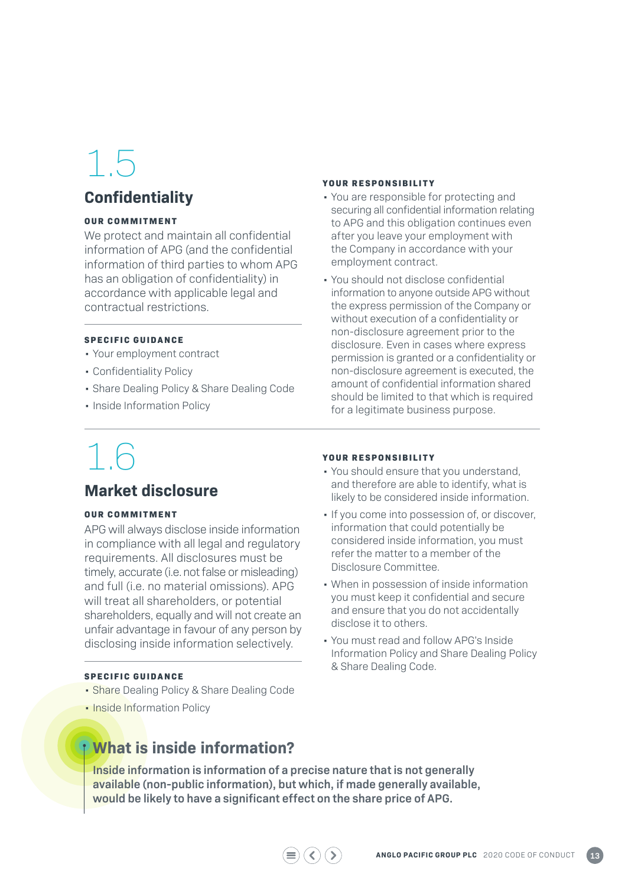# 1.5

## Confidentiality

**OUR COMMITMENT**

We protect and maintain all confidential information of APG (and the confidential information of third parties to whom APG has an obligation of confidentiality) in accordance with applicable legal and contractual restrictions.

**SPECIFIC GUIDANCE**

- Your employment contract
- Confidentiality Policy
- Share Dealing Policy & Share Dealing Code
- Inside Information Policy

**YOUR RESPONSIBILITY**

- You are responsible for protecting and securing all confidential information relating to APG and this obligation continues even after you leave your employment with the Company in accordance with your employment contract.
- You should not disclose confidential information to anyone outside APG without the express permission of the Company or without execution of a confidentiality or non-disclosure agreement prior to the disclosure. Even in cases where express permission is granted or a confidentiality or non-disclosure agreement is executed, the amount of confidential information shared should be limited to that which is required for a legitimate business purpose.

# 1.6

## Market disclosure

**OUR COMMITMENT**

APG will always disclose inside information in compliance with all legal and regulatory requirements. All disclosures must be timely, accurate (i.e. not false or misleading) and full (i.e. no material omissions). APG will treat all shareholders, or potential shareholders, equally and will not create an unfair advantage in favour of any person by disclosing inside information selectively.

**SPECIFIC GUIDANCE**

- Share Dealing Policy & Share Dealing Code
- Inside Information Policy

**YOUR RESPONSIBILITY**

- You should ensure that you understand, and therefore are able to identify, what is likely to be considered inside information.
- If you come into possession of, or discover, information that could potentially be considered inside information, you must refer the matter to a member of the Disclosure Committee.
- When in possession of inside information you must keep it confidential and secure and ensure that you do not accidentally disclose it to others.
- You must read and follow APG's Inside Information Policy and Share Dealing Policy & Share Dealing Code.

### What is inside information?

**Inside information is information of a precise nature that is not generally available (non-public information), but which, if made generally available, would be likely to have a significant effect on the share price of APG.**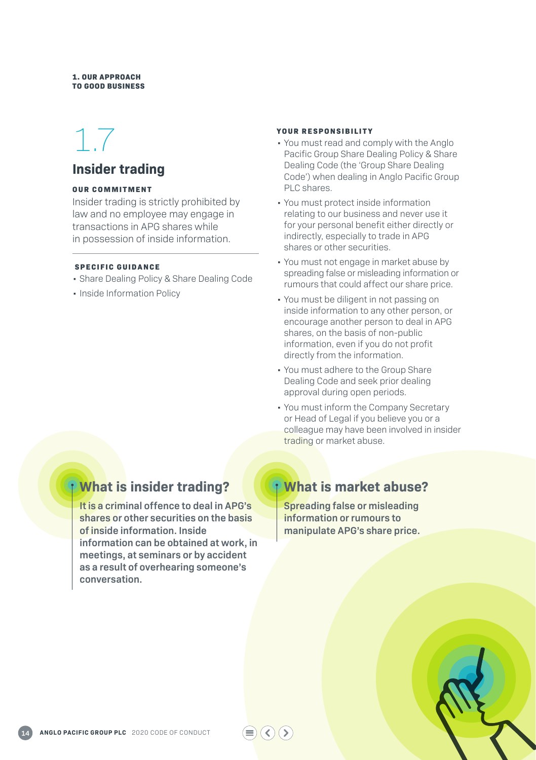# 1.7

## Insider trading

**OUR COMMITMENT**

Insider trading is strictly prohibited by law and no employee may engage in transactions in APG shares while in possession of inside information.

**SPECIFIC GUIDANCE**

- Share Dealing Policy & Share Dealing Code
- Inside Information Policy

**YOUR RESPONSIBILITY**

- You must read and comply with the Anglo Pacific Group Share Dealing Policy & Share Dealing Code (the 'Group Share Dealing Code') when dealing in Anglo Pacific Group PLC shares.
- You must protect inside information relating to our business and never use it for your personal benefit either directly or indirectly, especially to trade in APG shares or other securities.
- You must not engage in market abuse by spreading false or misleading information or rumours that could affect our share price.
- You must be diligent in not passing on inside information to any other person, or encourage another person to deal in APG shares, on the basis of non-public information, even if you do not profit directly from the information.
- You must adhere to the Group Share Dealing Code and seek prior dealing approval during open periods.
- You must inform the Company Secretary or Head of Legal if you believe you or a colleague may have been involved in insider trading or market abuse.

### What is insider trading?

**It is a criminal offence to deal in APG's shares or other securities on the basis of inside information. Inside information can be obtained at work, in meetings, at seminars or by accident as a result of overhearing someone's conversation.**

### What is market abuse?

**Spreading false or misleading information or rumours to manipulate APG's share price.**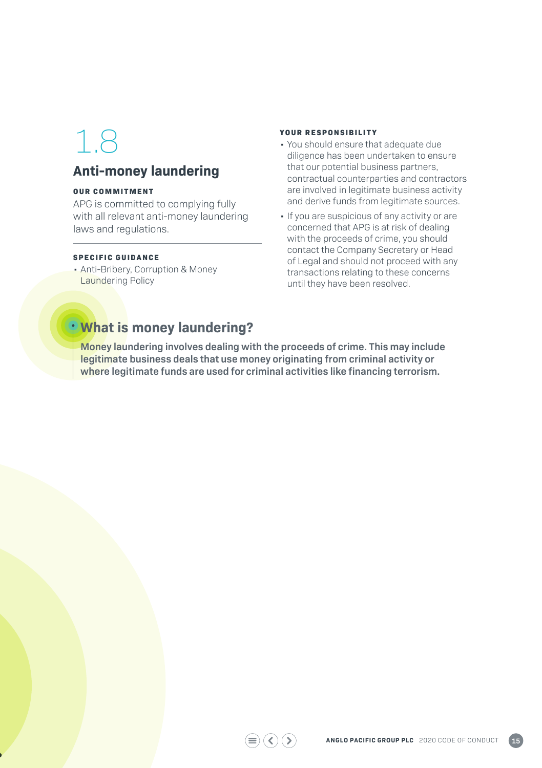# 1.8

## Anti-money laundering

**OUR COMMITMENT**

APG is committed to complying fully with all relevant anti-money laundering laws and regulations.

**SPECIFIC GUIDANCE**

- Anti-Bribery, Corruption & Money Laundering Policy

**YOUR RESPONSIBILITY**

- You should ensure that adequate due diligence has been undertaken to ensure that our potential business partners, contractual counterparties and contractors are involved in legitimate business activity and derive funds from legitimate sources.
- If you are suspicious of any activity or are concerned that APG is at risk of dealing with the proceeds of crime, you should contact the Company Secretary or Head of Legal and should not proceed with any transactions relating to these concerns until they have been resolved.

### What is money laundering?

**Money laundering involves dealing with the proceeds of crime. This may include legitimate business deals that use money originating from criminal activity or where legitimate funds are used for criminal activities like financing terrorism.**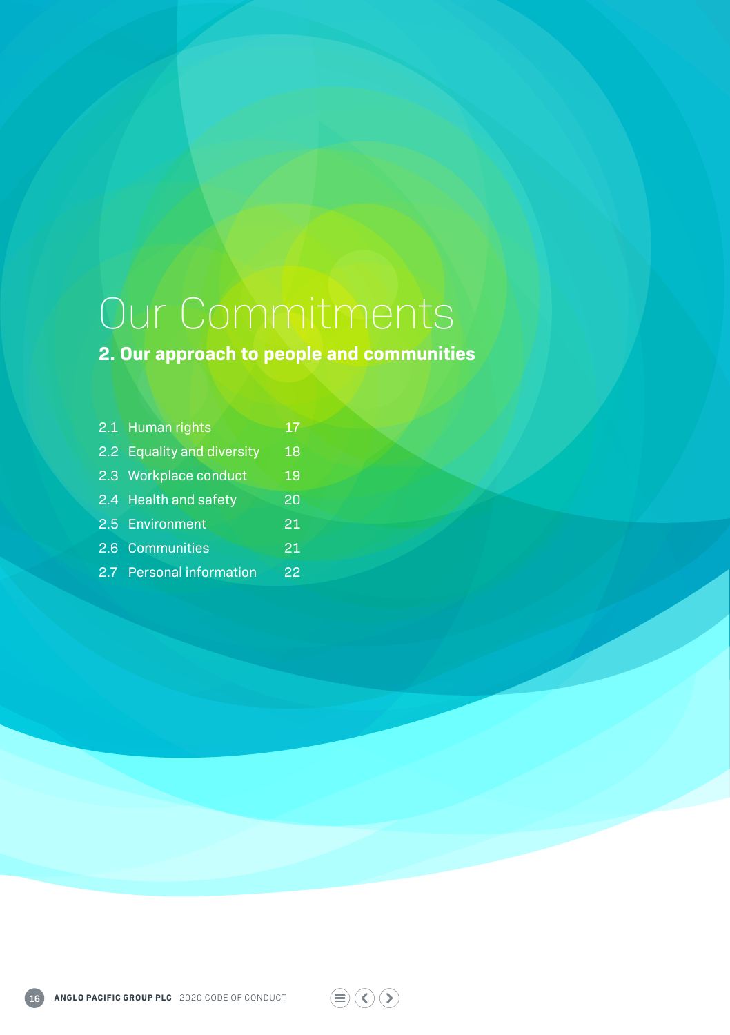# Our Commitments

## 2. Our approach to people and communities

| | |
|---|---|
| 2.1 Human rights | 17 |
| 2.2 Equality and diversity | 18 |
| 2.3 Workplace conduct | 19 |
| 2.4 Health and safety | 20 |
| 2.5 Environment | 21 |
| 2.6 Communities | 21 |
| 2.7 Personal information | 22 |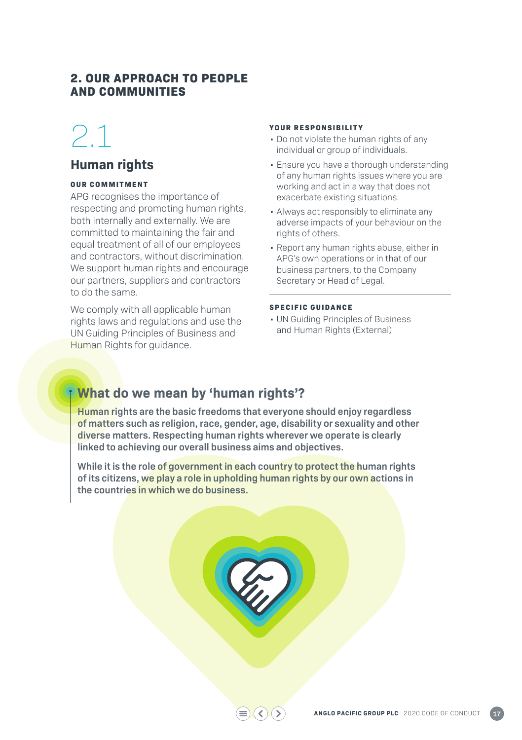## 2. OUR APPROACH TO PEOPLE AND COMMUNITIES

# 2.1

## Human rights

**OUR COMMITMENT**

APG recognises the importance of respecting and promoting human rights, both internally and externally. We are committed to maintaining the fair and equal treatment of all of our employees and contractors, without discrimination. We support human rights and encourage our partners, suppliers and contractors to do the same.

We comply with all applicable human rights laws and regulations and use the UN Guiding Principles of Business and Human Rights for guidance.

**YOUR RESPONSIBILITY**

- Do not violate the human rights of any individual or group of individuals.
- Ensure you have a thorough understanding of any human rights issues where you are working and act in a way that does not exacerbate existing situations.
- Always act responsibly to eliminate any adverse impacts of your behaviour on the rights of others.
- Report any human rights abuse, either in APG's own operations or in that of our business partners, to the Company Secretary or Head of Legal.

**SPECIFIC GUIDANCE**

- UN Guiding Principles of Business and Human Rights (External)

### What do we mean by 'human rights'?

**Human rights are the basic freedoms that everyone should enjoy regardless of matters such as religion, race, gender, age, disability or sexuality and other diverse matters. Respecting human rights wherever we operate is clearly linked to achieving our overall business aims and objectives.**

**While it is the role of government in each country to protect the human rights of its citizens, we play a role in upholding human rights by our own actions in the countries in which we do business.**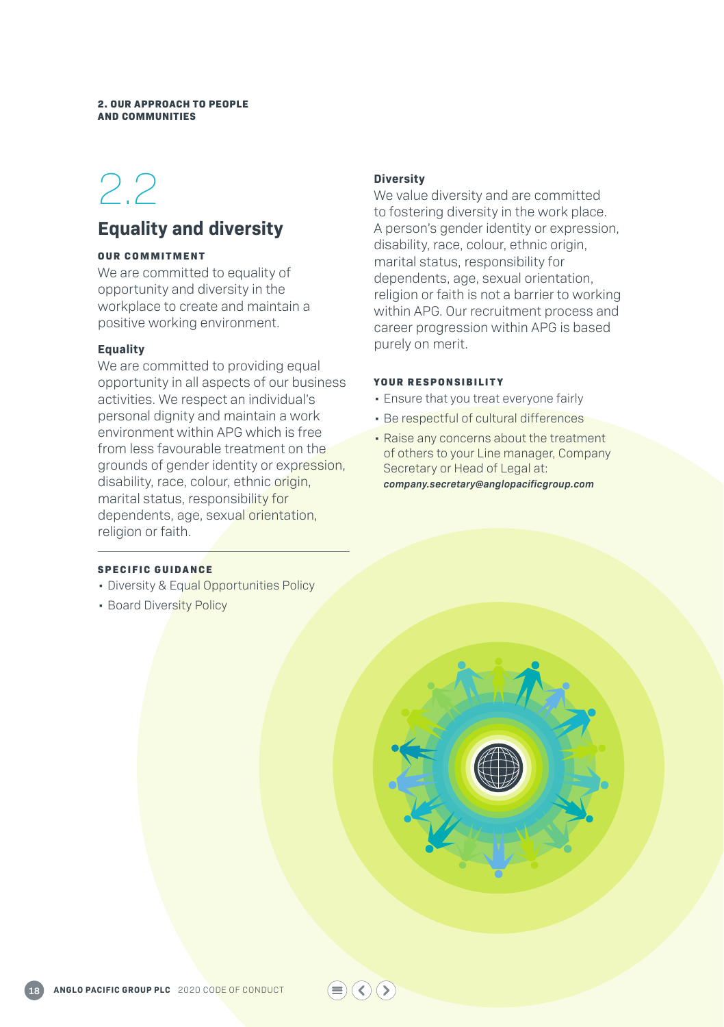2. OUR APPROACH TO PEOPLE AND COMMUNITIES

# 2.2

## Equality and diversity

**OUR COMMITMENT**

We are committed to equality of opportunity and diversity in the workplace to create and maintain a positive working environment.

### Equality

We are committed to providing equal opportunity in all aspects of our business activities. We respect an individual's personal dignity and maintain a work environment within APG which is free from less favourable treatment on the grounds of gender identity or expression, disability, race, colour, ethnic origin, marital status, responsibility for dependents, age, sexual orientation, religion or faith.

**SPECIFIC GUIDANCE**

- Diversity & Equal Opportunities Policy
- Board Diversity Policy

### Diversity

We value diversity and are committed to fostering diversity in the work place. A person's gender identity or expression, disability, race, colour, ethnic origin, marital status, responsibility for dependents, age, sexual orientation, religion or faith is not a barrier to working within APG. Our recruitment process and career progression within APG is based purely on merit.

**YOUR RESPONSIBILITY**

- Ensure that you treat everyone fairly
- Be respectful of cultural differences
- Raise any concerns about the treatment of others to your Line manager, Company Secretary or Head of Legal at: ***company.secretary@anglopacificgroup.com***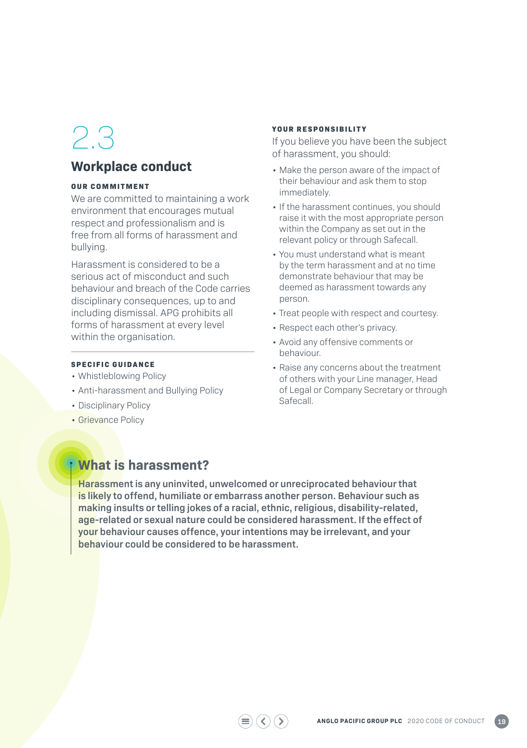# 2.3

## Workplace conduct

**OUR COMMITMENT**

We are committed to maintaining a work environment that encourages mutual respect and professionalism and is free from all forms of harassment and bullying.

Harassment is considered to be a serious act of misconduct and such behaviour and breach of the Code carries disciplinary consequences, up to and including dismissal. APG prohibits all forms of harassment at every level within the organisation.

**SPECIFIC GUIDANCE**

- Whistleblowing Policy
- Anti-harassment and Bullying Policy
- Disciplinary Policy
- Grievance Policy

**YOUR RESPONSIBILITY**

If you believe you have been the subject of harassment, you should:

- Make the person aware of the impact of their behaviour and ask them to stop immediately.
- If the harassment continues, you should raise it with the most appropriate person within the Company as set out in the relevant policy or through Safecall.
- You must understand what is meant by the term harassment and at no time demonstrate behaviour that may be deemed as harassment towards any person.
- Treat people with respect and courtesy.
- Respect each other's privacy.
- Avoid any offensive comments or behaviour.
- Raise any concerns about the treatment of others with your Line manager, Head of Legal or Company Secretary or through Safecall.

### What is harassment?

**Harassment is any uninvited, unwelcomed or unreciprocated behaviour that is likely to offend, humiliate or embarrass another person. Behaviour such as making insults or telling jokes of a racial, ethnic, religious, disability-related, age-related or sexual nature could be considered harassment. If the effect of your behaviour causes offence, your intentions may be irrelevant, and your behaviour could be considered to be harassment.**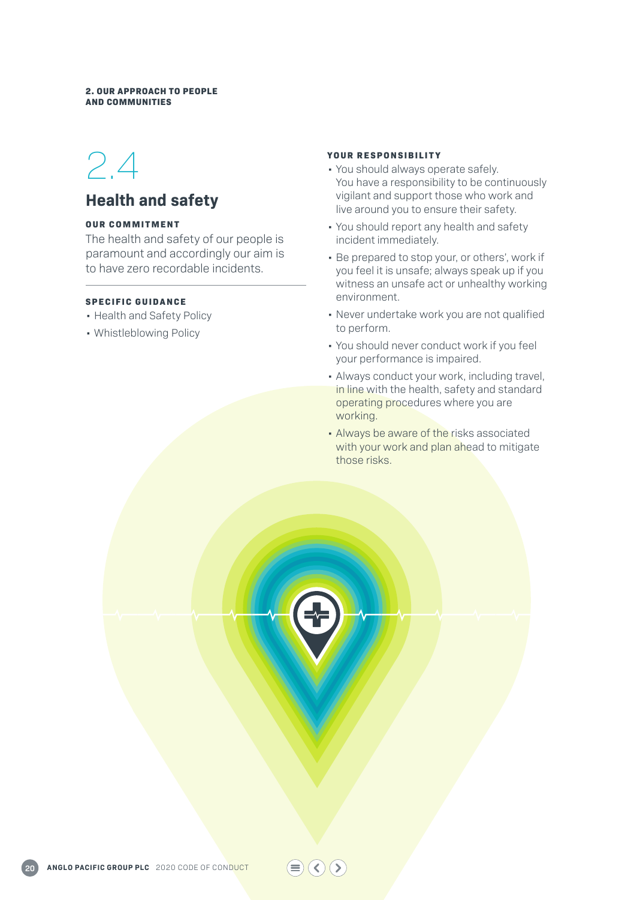## 2.4

## Health and safety

**OUR COMMITMENT**

The health and safety of our people is paramount and accordingly our aim is to have zero recordable incidents.

**SPECIFIC GUIDANCE**

- Health and Safety Policy
- Whistleblowing Policy

**YOUR RESPONSIBILITY**

- You should always operate safely. You have a responsibility to be continuously vigilant and support those who work and live around you to ensure their safety.
- You should report any health and safety incident immediately.
- Be prepared to stop your, or others', work if you feel it is unsafe; always speak up if you witness an unsafe act or unhealthy working environment.
- Never undertake work you are not qualified to perform.
- You should never conduct work if you feel your performance is impaired.
- Always conduct your work, including travel, in line with the health, safety and standard operating procedures where you are working.
- Always be aware of the risks associated with your work and plan ahead to mitigate those risks.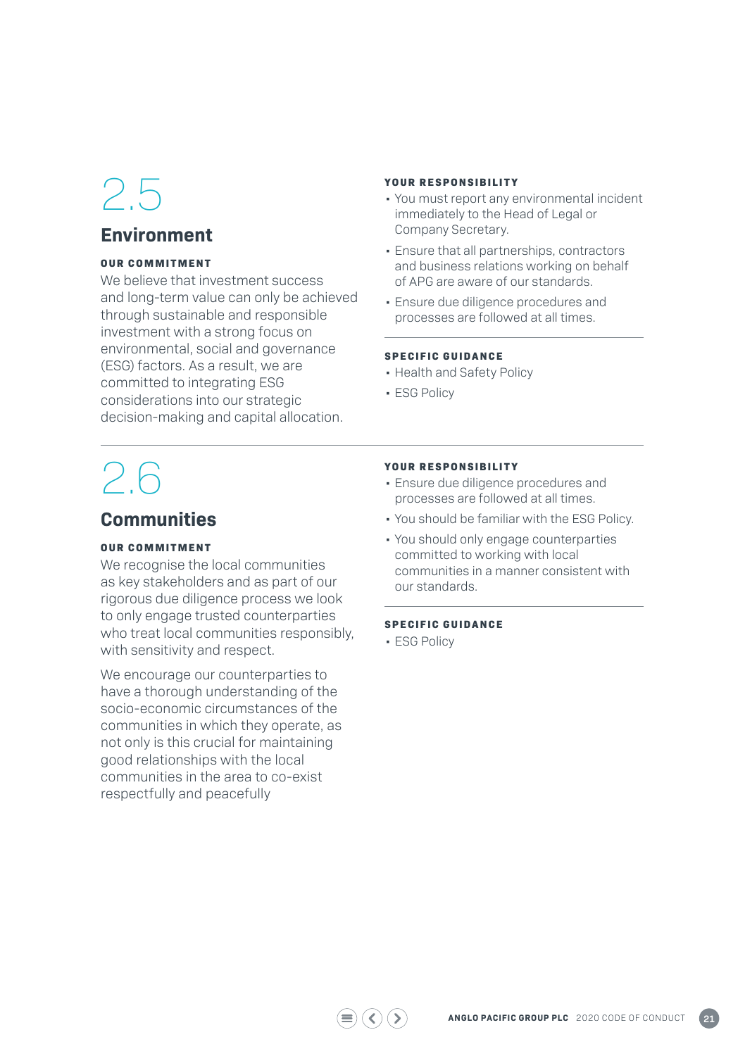# 2.5

## Environment

### OUR COMMITMENT

We believe that investment success and long-term value can only be achieved through sustainable and responsible investment with a strong focus on environmental, social and governance (ESG) factors. As a result, we are committed to integrating ESG considerations into our strategic decision-making and capital allocation.

### YOUR RESPONSIBILITY

- You must report any environmental incident immediately to the Head of Legal or Company Secretary.
- Ensure that all partnerships, contractors and business relations working on behalf of APG are aware of our standards.
- Ensure due diligence procedures and processes are followed at all times.

### SPECIFIC GUIDANCE

- Health and Safety Policy
- ESG Policy

# 2.6

## Communities

### OUR COMMITMENT

We recognise the local communities as key stakeholders and as part of our rigorous due diligence process we look to only engage trusted counterparties who treat local communities responsibly, with sensitivity and respect.

We encourage our counterparties to have a thorough understanding of the socio-economic circumstances of the communities in which they operate, as not only is this crucial for maintaining good relationships with the local communities in the area to co-exist respectfully and peacefully

### YOUR RESPONSIBILITY

- Ensure due diligence procedures and processes are followed at all times.
- You should be familiar with the ESG Policy.
- You should only engage counterparties committed to working with local communities in a manner consistent with our standards.

### SPECIFIC GUIDANCE

- ESG Policy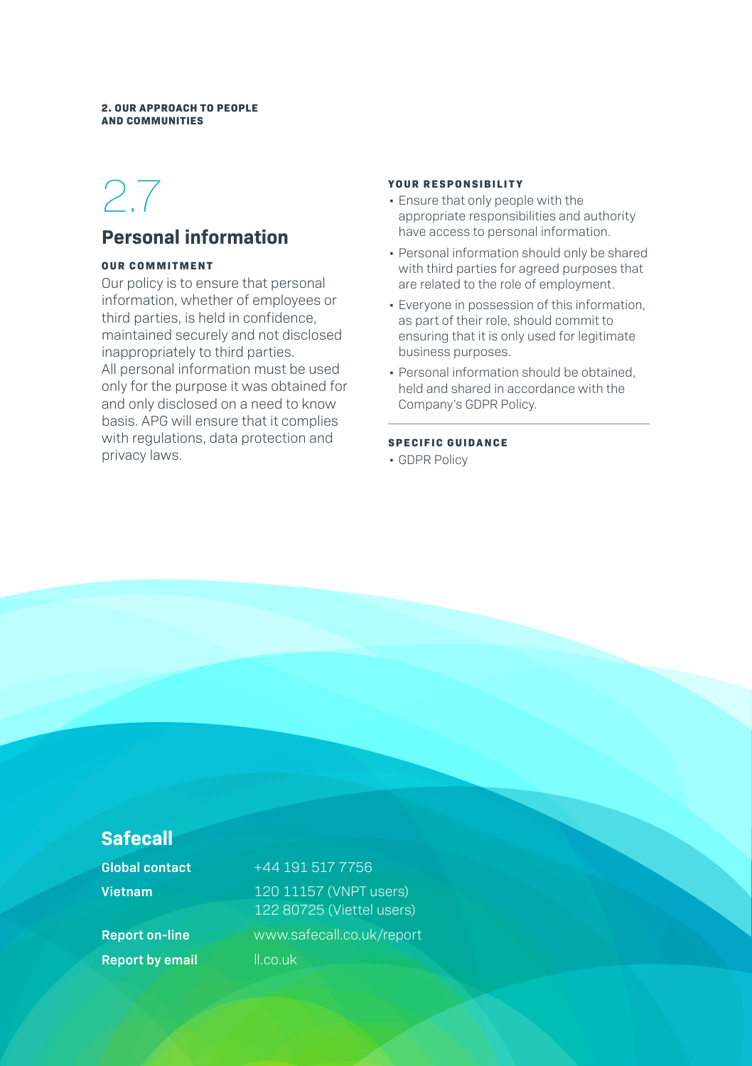2. OUR APPROACH TO PEOPLE AND COMMUNITIES

# 2.7

## Personal information

#### OUR COMMITMENT

Our policy is to ensure that personal information, whether of employees or third parties, is held in confidence, maintained securely and not disclosed inappropriately to third parties. All personal information must be used only for the purpose it was obtained for and only disclosed on a need to know basis. APG will ensure that it complies with regulations, data protection and privacy laws.

#### YOUR RESPONSIBILITY

- Ensure that only people with the appropriate responsibilities and authority have access to personal information.
- Personal information should only be shared with third parties for agreed purposes that are related to the role of employment.
- Everyone in possession of this information, as part of their role, should commit to ensuring that it is only used for legitimate business purposes.
- Personal information should be obtained, held and shared in accordance with the Company's GDPR Policy.

#### SPECIFIC GUIDANCE

- GDPR Policy

## Safecall

| | |
|---|---|
| **Global contact** | +44 191 517 7756 |
| **Vietnam** | 120 11157 (VNPT users)<br>122 80725 (Viettel users) |
| **Report on-line** | www.safecall.co.uk/report |
| **Report by email** | ll.co.uk |